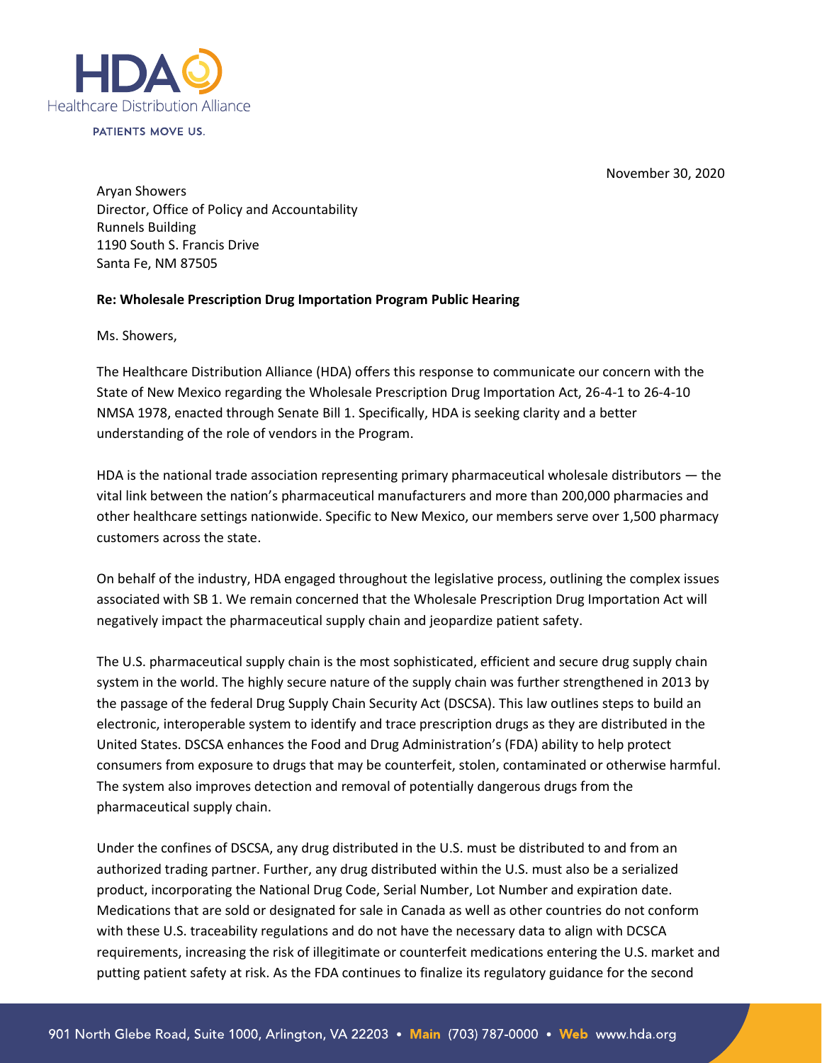HDA Healthcare Distribution Alliance

PATIENTS MOVE US.

November 30, 2020

Aryan Showers
Director, Office of Policy and Accountability
Runnels Building
1190 South S. Francis Drive
Santa Fe, NM 87505

**Re: Wholesale Prescription Drug Importation Program Public Hearing**

Ms. Showers,

The Healthcare Distribution Alliance (HDA) offers this response to communicate our concern with the State of New Mexico regarding the Wholesale Prescription Drug Importation Act, 26-4-1 to 26-4-10 NMSA 1978, enacted through Senate Bill 1. Specifically, HDA is seeking clarity and a better understanding of the role of vendors in the Program.

HDA is the national trade association representing primary pharmaceutical wholesale distributors — the vital link between the nation's pharmaceutical manufacturers and more than 200,000 pharmacies and other healthcare settings nationwide. Specific to New Mexico, our members serve over 1,500 pharmacy customers across the state.

On behalf of the industry, HDA engaged throughout the legislative process, outlining the complex issues associated with SB 1. We remain concerned that the Wholesale Prescription Drug Importation Act will negatively impact the pharmaceutical supply chain and jeopardize patient safety.

The U.S. pharmaceutical supply chain is the most sophisticated, efficient and secure drug supply chain system in the world. The highly secure nature of the supply chain was further strengthened in 2013 by the passage of the federal Drug Supply Chain Security Act (DSCSA). This law outlines steps to build an electronic, interoperable system to identify and trace prescription drugs as they are distributed in the United States. DSCSA enhances the Food and Drug Administration's (FDA) ability to help protect consumers from exposure to drugs that may be counterfeit, stolen, contaminated or otherwise harmful. The system also improves detection and removal of potentially dangerous drugs from the pharmaceutical supply chain.

Under the confines of DSCSA, any drug distributed in the U.S. must be distributed to and from an authorized trading partner. Further, any drug distributed within the U.S. must also be a serialized product, incorporating the National Drug Code, Serial Number, Lot Number and expiration date. Medications that are sold or designated for sale in Canada as well as other countries do not conform with these U.S. traceability regulations and do not have the necessary data to align with DCSCA requirements, increasing the risk of illegitimate or counterfeit medications entering the U.S. market and putting patient safety at risk. As the FDA continues to finalize its regulatory guidance for the second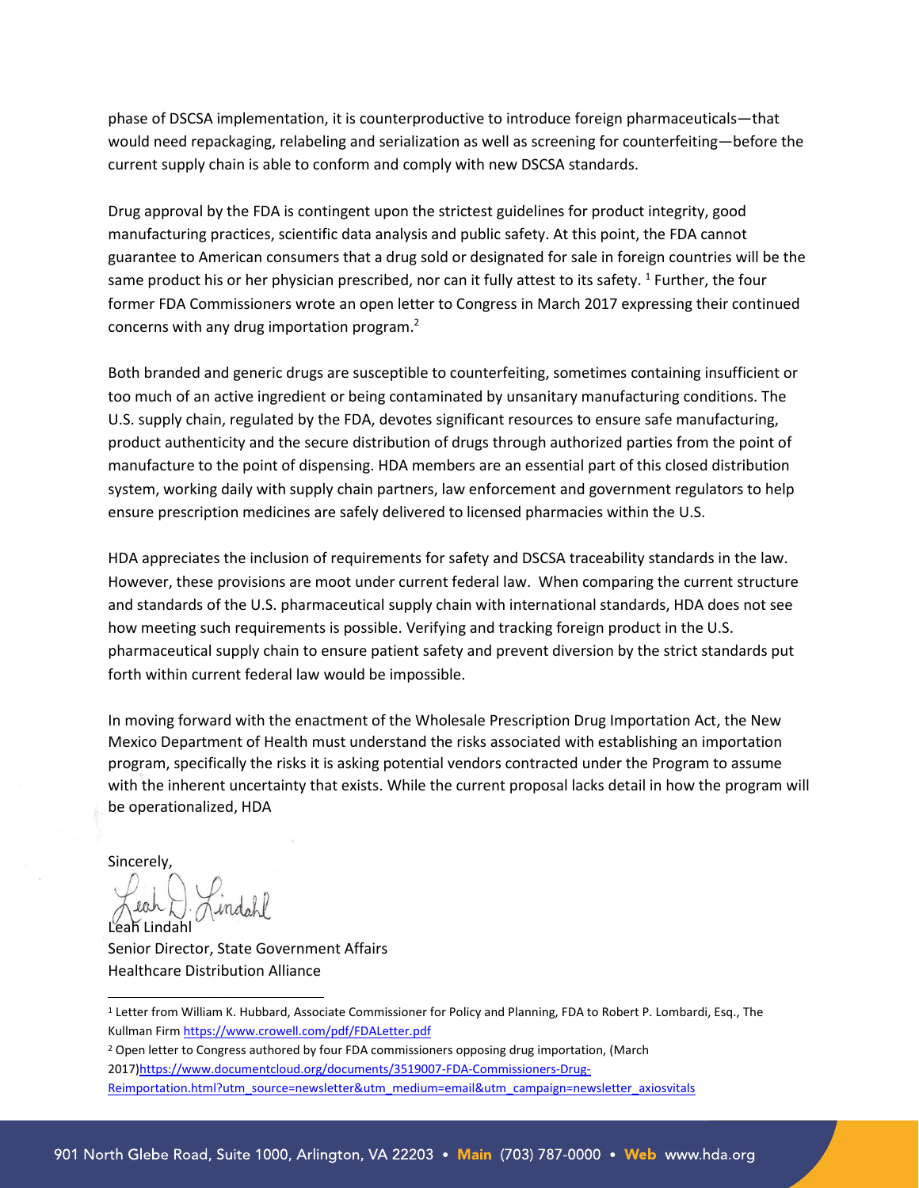phase of DSCSA implementation, it is counterproductive to introduce foreign pharmaceuticals—that would need repackaging, relabeling and serialization as well as screening for counterfeiting—before the current supply chain is able to conform and comply with new DSCSA standards.

Drug approval by the FDA is contingent upon the strictest guidelines for product integrity, good manufacturing practices, scientific data analysis and public safety. At this point, the FDA cannot guarantee to American consumers that a drug sold or designated for sale in foreign countries will be the same product his or her physician prescribed, nor can it fully attest to its safety. [1] Further, the four former FDA Commissioners wrote an open letter to Congress in March 2017 expressing their continued concerns with any drug importation program.[2]

Both branded and generic drugs are susceptible to counterfeiting, sometimes containing insufficient or too much of an active ingredient or being contaminated by unsanitary manufacturing conditions. The U.S. supply chain, regulated by the FDA, devotes significant resources to ensure safe manufacturing, product authenticity and the secure distribution of drugs through authorized parties from the point of manufacture to the point of dispensing. HDA members are an essential part of this closed distribution system, working daily with supply chain partners, law enforcement and government regulators to help ensure prescription medicines are safely delivered to licensed pharmacies within the U.S.

HDA appreciates the inclusion of requirements for safety and DSCSA traceability standards in the law. However, these provisions are moot under current federal law. When comparing the current structure and standards of the U.S. pharmaceutical supply chain with international standards, HDA does not see how meeting such requirements is possible. Verifying and tracking foreign product in the U.S. pharmaceutical supply chain to ensure patient safety and prevent diversion by the strict standards put forth within current federal law would be impossible.

In moving forward with the enactment of the Wholesale Prescription Drug Importation Act, the New Mexico Department of Health must understand the risks associated with establishing an importation program, specifically the risks it is asking potential vendors contracted under the Program to assume with the inherent uncertainty that exists. While the current proposal lacks detail in how the program will be operationalized, HDA

Sincerely,

Leah Lindahl
Senior Director, State Government Affairs
Healthcare Distribution Alliance

---

[1] Letter from William K. Hubbard, Associate Commissioner for Policy and Planning, FDA to Robert P. Lombardi, Esq., The Kullman Firm https://www.crowell.com/pdf/FDALetter.pdf

[2] Open letter to Congress authored by four FDA commissioners opposing drug importation, (March 2017)https://www.documentcloud.org/documents/3519007-FDA-Commissioners-Drug-Reimportation.html?utm_source=newsletter&utm_medium=email&utm_campaign=newsletter_axiosvitals

901 North Glebe Road, Suite 1000, Arlington, VA 22203 • Main (703) 787-0000 • Web www.hda.org